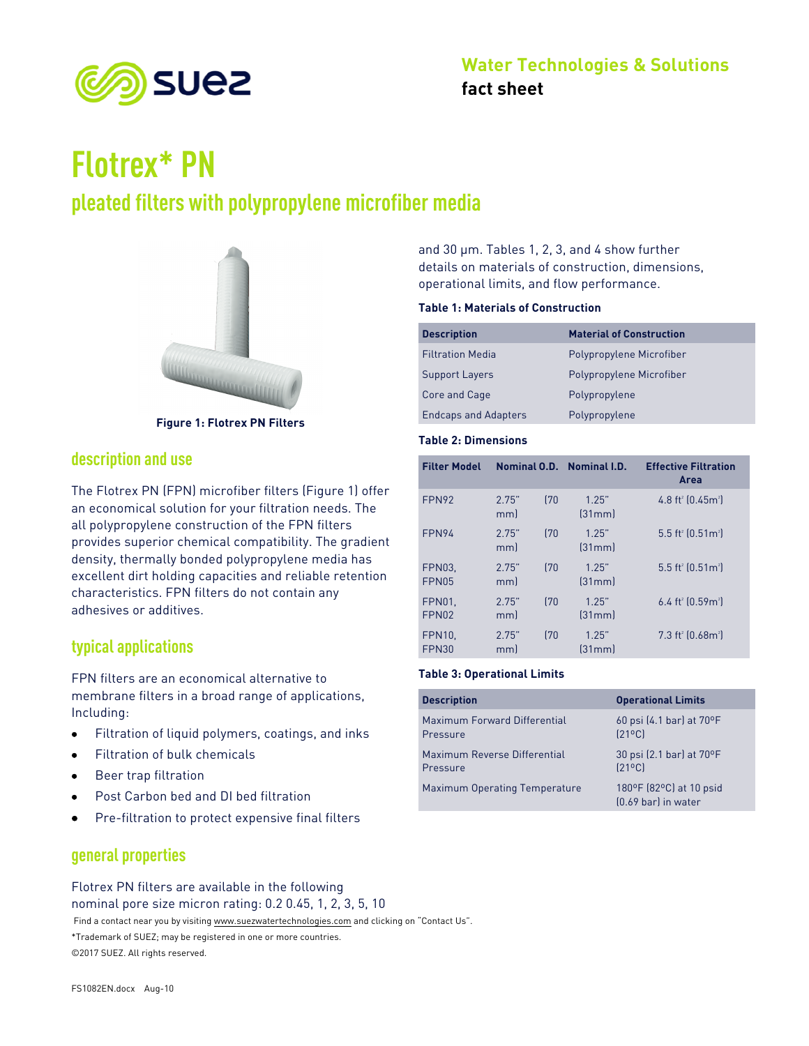**Water Technologies & Solutions**
**fact sheet**

# Flotrex* PN

## pleated filters with polypropylene microfiber media

Figure 1: Flotrex PN Filters

## description and use

The Flotrex PN (FPN) microfiber filters (Figure 1) offer an economical solution for your filtration needs. The all polypropylene construction of the FPN filters provides superior chemical compatibility. The gradient density, thermally bonded polypropylene media has excellent dirt holding capacities and reliable retention characteristics. FPN filters do not contain any adhesives or additives.

## typical applications

FPN filters are an economical alternative to membrane filters in a broad range of applications, Including:

- Filtration of liquid polymers, coatings, and inks
- Filtration of bulk chemicals
- Beer trap filtration
- Post Carbon bed and DI bed filtration
- Pre-filtration to protect expensive final filters

## general properties

Flotrex PN filters are available in the following nominal pore size micron rating: 0.2 0.45, 1, 2, 3, 5, 10 and 30 µm. Tables 1, 2, 3, and 4 show further details on materials of construction, dimensions, operational limits, and flow performance.

**Table 1: Materials of Construction**

| Description | Material of Construction |
|---|---|
| Filtration Media | Polypropylene Microfiber |
| Support Layers | Polypropylene Microfiber |
| Core and Cage | Polypropylene |
| Endcaps and Adapters | Polypropylene |

**Table 2: Dimensions**

| Filter Model | Nominal O.D. | Nominal I.D. | Effective Filtration Area |
|---|---|---|---|
| FPN92 | 2.75" (70 mm) | 1.25" (31mm) | 4.8 ft² (0.45m²) |
| FPN94 | 2.75" (70 mm) | 1.25" (31mm) | 5.5 ft² (0.51m²) |
| FPN03, FPN05 | 2.75" (70 mm) | 1.25" (31mm) | 5.5 ft² (0.51m²) |
| FPN01, FPN02 | 2.75" (70 mm) | 1.25" (31mm) | 6.4 ft² (0.59m²) |
| FPN10, FPN30 | 2.75" (70 mm) | 1.25" (31mm) | 7.3 ft² (0.68m²) |

**Table 3: Operational Limits**

| Description | Operational Limits |
|---|---|
| Maximum Forward Differential Pressure | 60 psi (4.1 bar) at 70ºF (21ºC) |
| Maximum Reverse Differential Pressure | 30 psi (2.1 bar) at 70ºF (21ºC) |
| Maximum Operating Temperature | 180ºF (82ºC) at 10 psid (0.69 bar) in water |

Find a contact near you by visiting www.suezwatertechnologies.com and clicking on "Contact Us".

*Trademark of SUEZ; may be registered in one or more countries.

©2017 SUEZ. All rights reserved.

FS1082EN.docx Aug-10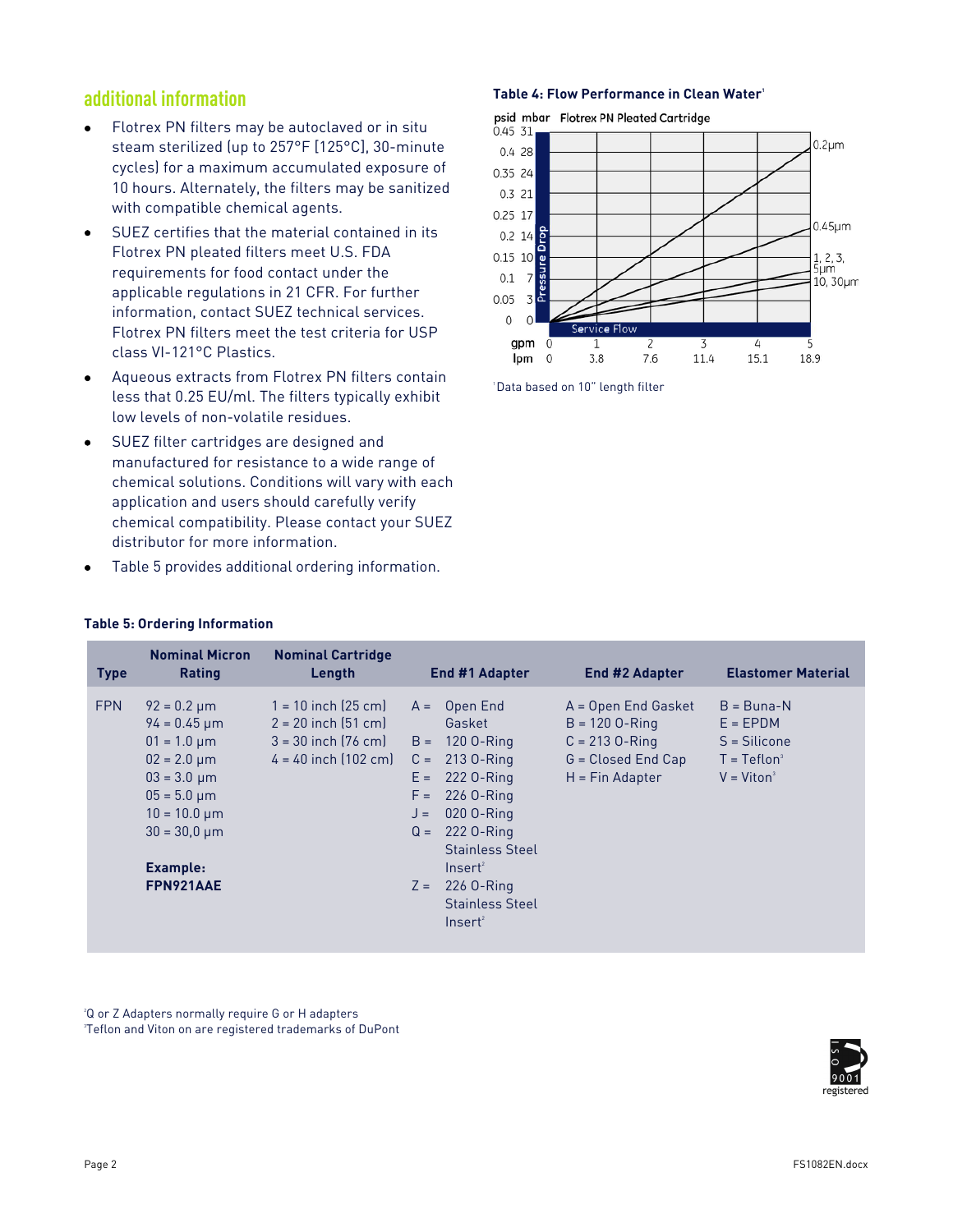## additional information

- Flotrex PN filters may be autoclaved or in situ steam sterilized (up to 257°F [125°C], 30-minute cycles) for a maximum accumulated exposure of 10 hours. Alternately, the filters may be sanitized with compatible chemical agents.
- SUEZ certifies that the material contained in its Flotrex PN pleated filters meet U.S. FDA requirements for food contact under the applicable regulations in 21 CFR. For further information, contact SUEZ technical services. Flotrex PN filters meet the test criteria for USP class VI-121°C Plastics.
- Aqueous extracts from Flotrex PN filters contain less that 0.25 EU/ml. The filters typically exhibit low levels of non-volatile residues.
- SUEZ filter cartridges are designed and manufactured for resistance to a wide range of chemical solutions. Conditions will vary with each application and users should carefully verify chemical compatibility. Please contact your SUEZ distributor for more information.
- Table 5 provides additional ordering information.

**Table 4: Flow Performance in Clean Water**[1]

Flotrex PN Pleated Cartridge

psid mbar

0.45 31
0.4 28
0.35 24
0.3 21
0.25 17
0.2 14
0.15 10
0.1 7
0.05 3
0 0

Pressure Drop

Service Flow

gpm 0 1 2 3 4 5
lpm 0 3.8 7.6 11.4 15.1 18.9

0.2µm
0.45µm
1, 2, 3, 5µm
10, 30µm

[1]Data based on 10" length filter

**Table 5: Ordering Information**

| Type | Nominal Micron Rating | Nominal Cartridge Length | End #1 Adapter | End #2 Adapter | Elastomer Material |
|---|---|---|---|---|---|
| FPN | 92 = 0.2 µm<br>94 = 0.45 µm<br>01 = 1.0 µm<br>02 = 2.0 µm<br>03 = 3.0 µm<br>05 = 5.0 µm<br>10 = 10.0 µm<br>30 = 30,0 µm<br><br>**Example:**<br>**FPN921AAE** | 1 = 10 inch (25 cm)<br>2 = 20 inch (51 cm)<br>3 = 30 inch (76 cm)<br>4 = 40 inch (102 cm) | A = Open End Gasket<br>B = 120 O-Ring<br>C = 213 O-Ring<br>E = 222 O-Ring<br>F = 226 O-Ring<br>J = 020 O-Ring<br>Q = 222 O-Ring Stainless Steel Insert[2]<br>Z = 226 O-Ring Stainless Steel Insert[2] | A = Open End Gasket<br>B = 120 O-Ring<br>C = 213 O-Ring<br>G = Closed End Cap<br>H = Fin Adapter | B = Buna-N<br>E = EPDM<br>S = Silicone<br>T = Teflon[3]<br>V = Viton[3] |

[2]Q or Z Adapters normally require G or H adapters
[3]Teflon and Viton on are registered trademarks of DuPont

ISO 9001 registered

FS1082EN.docx